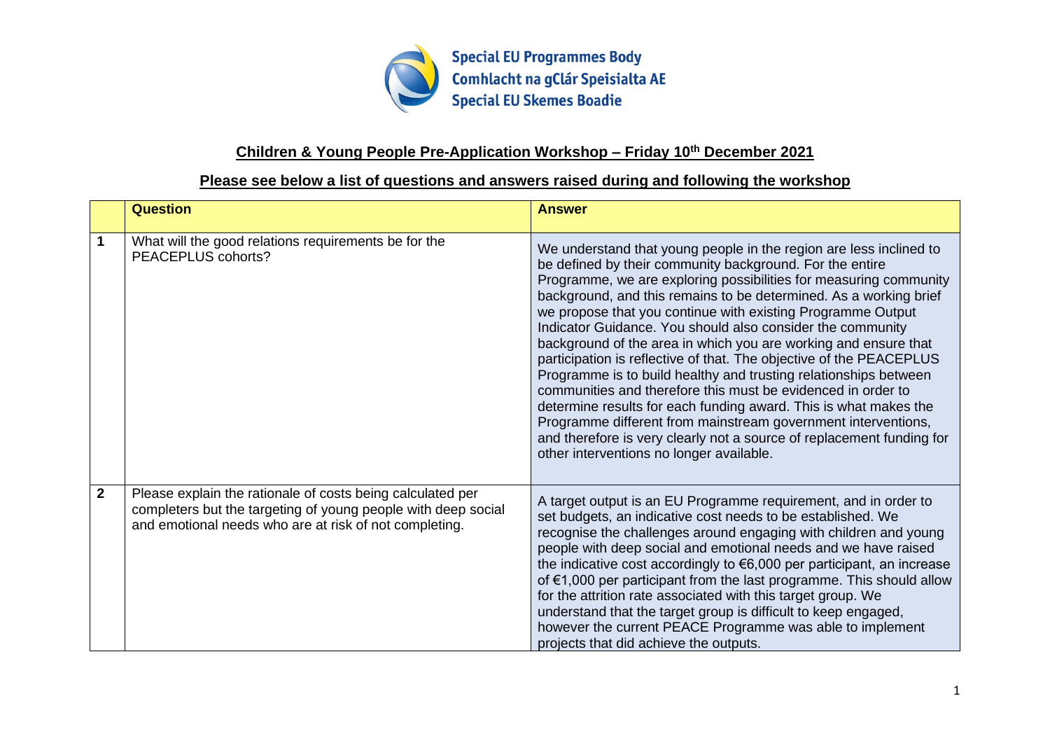Special EU Programmes Body
Comhlacht na gClár Speisialta AE
Special EU Skemes Boadie

## Children & Young People Pre-Application Workshop – Friday 10th December 2021

## Please see below a list of questions and answers raised during and following the workshop

| | Question | Answer |
|---|---|---|
| 1 | What will the good relations requirements be for the PEACEPLUS cohorts? | We understand that young people in the region are less inclined to be defined by their community background. For the entire Programme, we are exploring possibilities for measuring community background, and this remains to be determined. As a working brief we propose that you continue with existing Programme Output Indicator Guidance. You should also consider the community background of the area in which you are working and ensure that participation is reflective of that. The objective of the PEACEPLUS Programme is to build healthy and trusting relationships between communities and therefore this must be evidenced in order to determine results for each funding award. This is what makes the Programme different from mainstream government interventions, and therefore is very clearly not a source of replacement funding for other interventions no longer available. |
| 2 | Please explain the rationale of costs being calculated per completers but the targeting of young people with deep social and emotional needs who are at risk of not completing. | A target output is an EU Programme requirement, and in order to set budgets, an indicative cost needs to be established. We recognise the challenges around engaging with children and young people with deep social and emotional needs and we have raised the indicative cost accordingly to €6,000 per participant, an increase of €1,000 per participant from the last programme. This should allow for the attrition rate associated with this target group. We understand that the target group is difficult to keep engaged, however the current PEACE Programme was able to implement projects that did achieve the outputs. |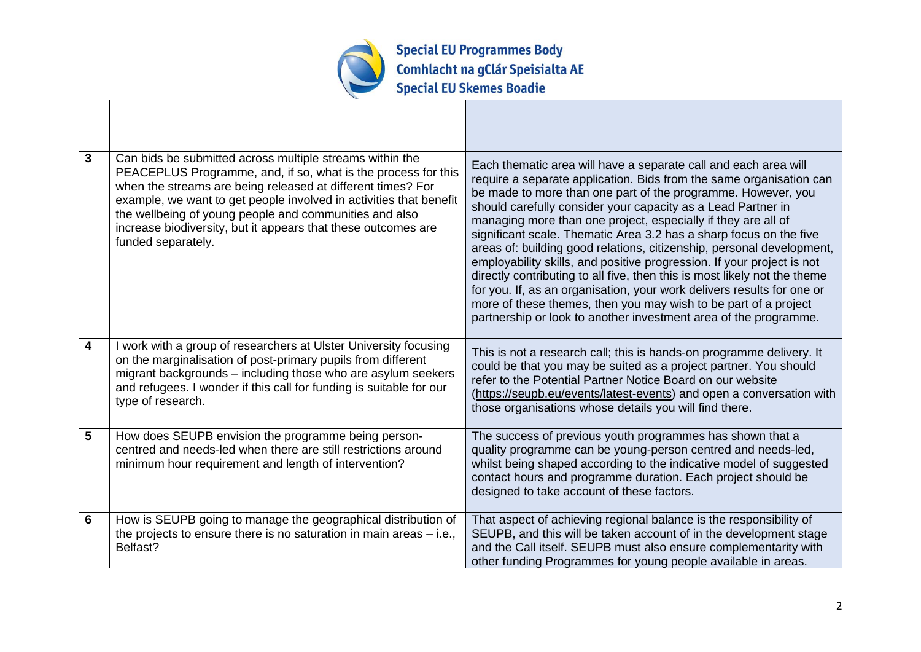| | | |
|---|---|---|
| 3 | Can bids be submitted across multiple streams within the PEACEPLUS Programme, and, if so, what is the process for this when the streams are being released at different times? For example, we want to get people involved in activities that benefit the wellbeing of young people and communities and also increase biodiversity, but it appears that these outcomes are funded separately. | Each thematic area will have a separate call and each area will require a separate application. Bids from the same organisation can be made to more than one part of the programme. However, you should carefully consider your capacity as a Lead Partner in managing more than one project, especially if they are all of significant scale. Thematic Area 3.2 has a sharp focus on the five areas of: building good relations, citizenship, personal development, employability skills, and positive progression. If your project is not directly contributing to all five, then this is most likely not the theme for you. If, as an organisation, your work delivers results for one or more of these themes, then you may wish to be part of a project partnership or look to another investment area of the programme. |
| 4 | I work with a group of researchers at Ulster University focusing on the marginalisation of post-primary pupils from different migrant backgrounds – including those who are asylum seekers and refugees. I wonder if this call for funding is suitable for our type of research. | This is not a research call; this is hands-on programme delivery. It could be that you may be suited as a project partner. You should refer to the Potential Partner Notice Board on our website (https://seupb.eu/events/latest-events) and open a conversation with those organisations whose details you will find there. |
| 5 | How does SEUPB envision the programme being person-centred and needs-led when there are still restrictions around minimum hour requirement and length of intervention? | The success of previous youth programmes has shown that a quality programme can be young-person centred and needs-led, whilst being shaped according to the indicative model of suggested contact hours and programme duration. Each project should be designed to take account of these factors. |
| 6 | How is SEUPB going to manage the geographical distribution of the projects to ensure there is no saturation in main areas – i.e., Belfast? | That aspect of achieving regional balance is the responsibility of SEUPB, and this will be taken account of in the development stage and the Call itself. SEUPB must also ensure complementarity with other funding Programmes for young people available in areas. |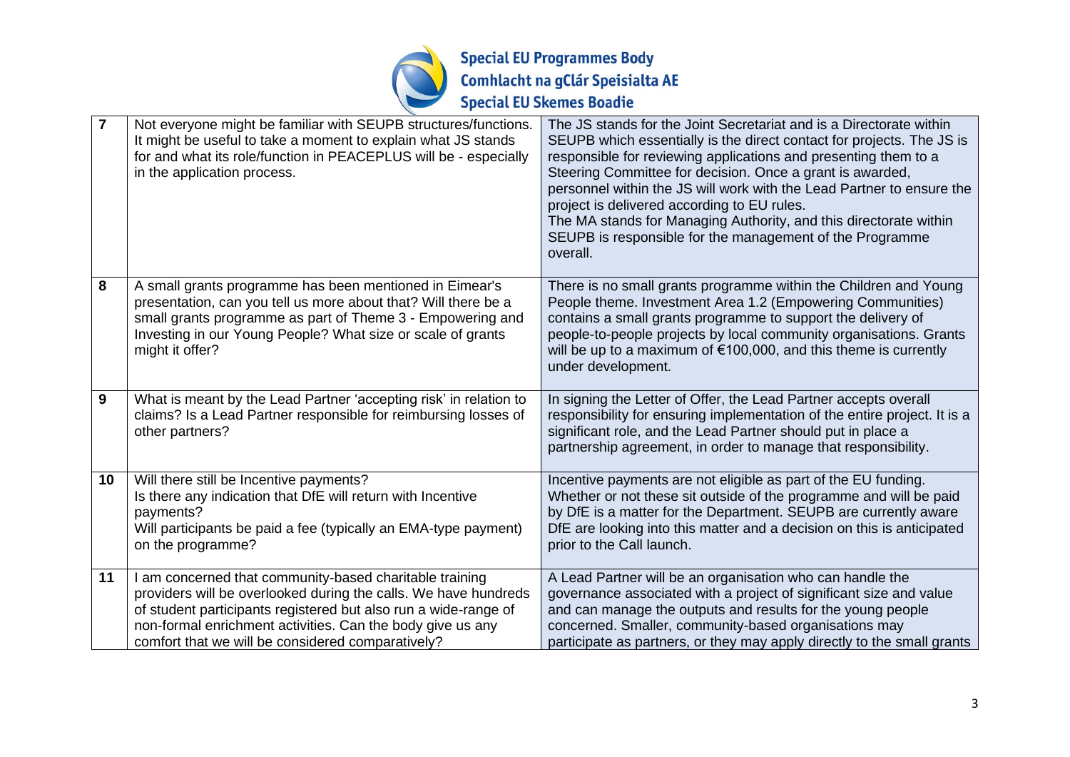| 7 | Not everyone might be familiar with SEUPB structures/functions. It might be useful to take a moment to explain what JS stands for and what its role/function in PEACEPLUS will be - especially in the application process. | The JS stands for the Joint Secretariat and is a Directorate within SEUPB which essentially is the direct contact for projects. The JS is responsible for reviewing applications and presenting them to a Steering Committee for decision. Once a grant is awarded, personnel within the JS will work with the Lead Partner to ensure the project is delivered according to EU rules.<br>The MA stands for Managing Authority, and this directorate within SEUPB is responsible for the management of the Programme overall. |
|---|---|---|
| 8 | A small grants programme has been mentioned in Eimear's presentation, can you tell us more about that? Will there be a small grants programme as part of Theme 3 - Empowering and Investing in our Young People? What size or scale of grants might it offer? | There is no small grants programme within the Children and Young People theme. Investment Area 1.2 (Empowering Communities) contains a small grants programme to support the delivery of people-to-people projects by local community organisations. Grants will be up to a maximum of €100,000, and this theme is currently under development. |
| 9 | What is meant by the Lead Partner 'accepting risk' in relation to claims? Is a Lead Partner responsible for reimbursing losses of other partners? | In signing the Letter of Offer, the Lead Partner accepts overall responsibility for ensuring implementation of the entire project. It is a significant role, and the Lead Partner should put in place a partnership agreement, in order to manage that responsibility. |
| 10 | Will there still be Incentive payments?<br>Is there any indication that DfE will return with Incentive payments?<br>Will participants be paid a fee (typically an EMA-type payment) on the programme? | Incentive payments are not eligible as part of the EU funding. Whether or not these sit outside of the programme and will be paid by DfE is a matter for the Department. SEUPB are currently aware DfE are looking into this matter and a decision on this is anticipated prior to the Call launch. |
| 11 | I am concerned that community-based charitable training providers will be overlooked during the calls. We have hundreds of student participants registered but also run a wide-range of non-formal enrichment activities. Can the body give us any comfort that we will be considered comparatively? | A Lead Partner will be an organisation who can handle the governance associated with a project of significant size and value and can manage the outputs and results for the young people concerned. Smaller, community-based organisations may participate as partners, or they may apply directly to the small grants |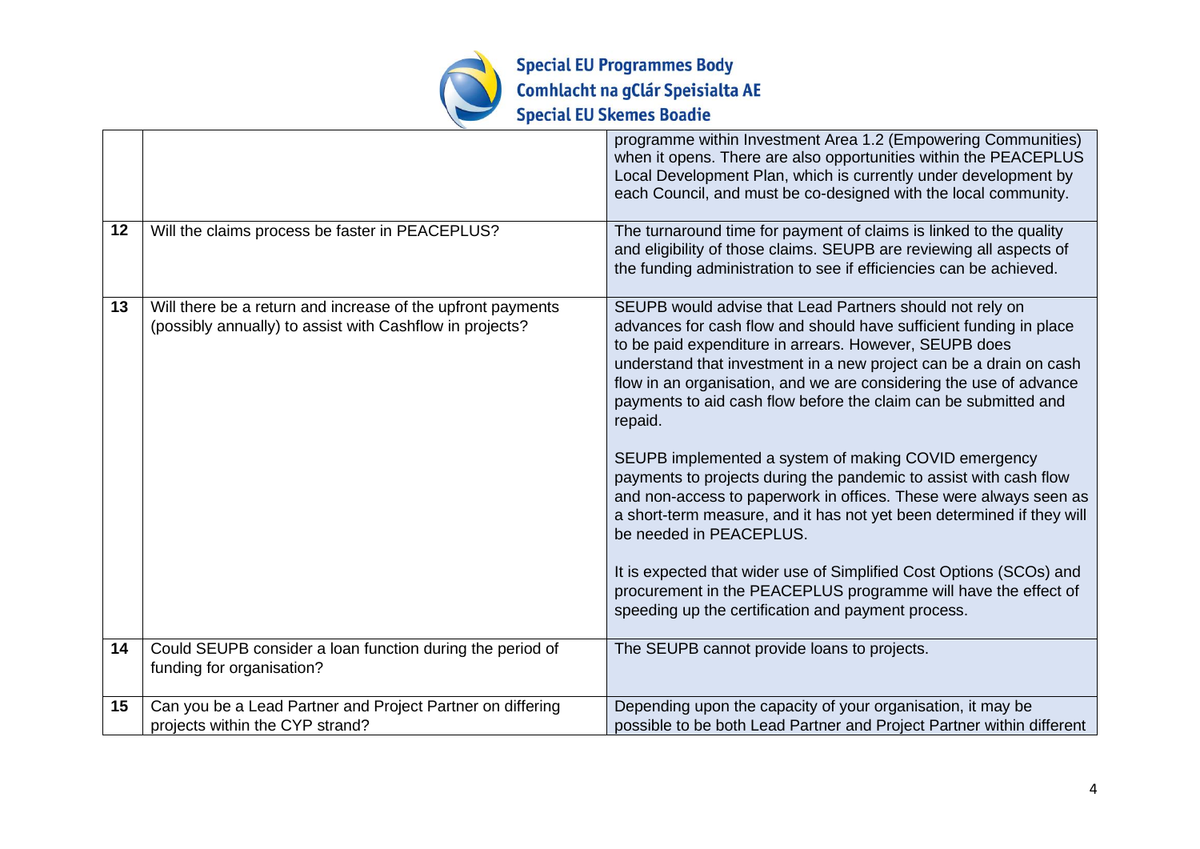| | | |
|---|---|---|
| | | programme within Investment Area 1.2 (Empowering Communities) when it opens. There are also opportunities within the PEACEPLUS Local Development Plan, which is currently under development by each Council, and must be co-designed with the local community. |
| **12** | Will the claims process be faster in PEACEPLUS? | The turnaround time for payment of claims is linked to the quality and eligibility of those claims. SEUPB are reviewing all aspects of the funding administration to see if efficiencies can be achieved. |
| **13** | Will there be a return and increase of the upfront payments (possibly annually) to assist with Cashflow in projects? | SEUPB would advise that Lead Partners should not rely on advances for cash flow and should have sufficient funding in place to be paid expenditure in arrears. However, SEUPB does understand that investment in a new project can be a drain on cash flow in an organisation, and we are considering the use of advance payments to aid cash flow before the claim can be submitted and repaid.<br><br>SEUPB implemented a system of making COVID emergency payments to projects during the pandemic to assist with cash flow and non-access to paperwork in offices. These were always seen as a short-term measure, and it has not yet been determined if they will be needed in PEACEPLUS.<br><br>It is expected that wider use of Simplified Cost Options (SCOs) and procurement in the PEACEPLUS programme will have the effect of speeding up the certification and payment process. |
| **14** | Could SEUPB consider a loan function during the period of funding for organisation? | The SEUPB cannot provide loans to projects. |
| **15** | Can you be a Lead Partner and Project Partner on differing projects within the CYP strand? | Depending upon the capacity of your organisation, it may be possible to be both Lead Partner and Project Partner within different |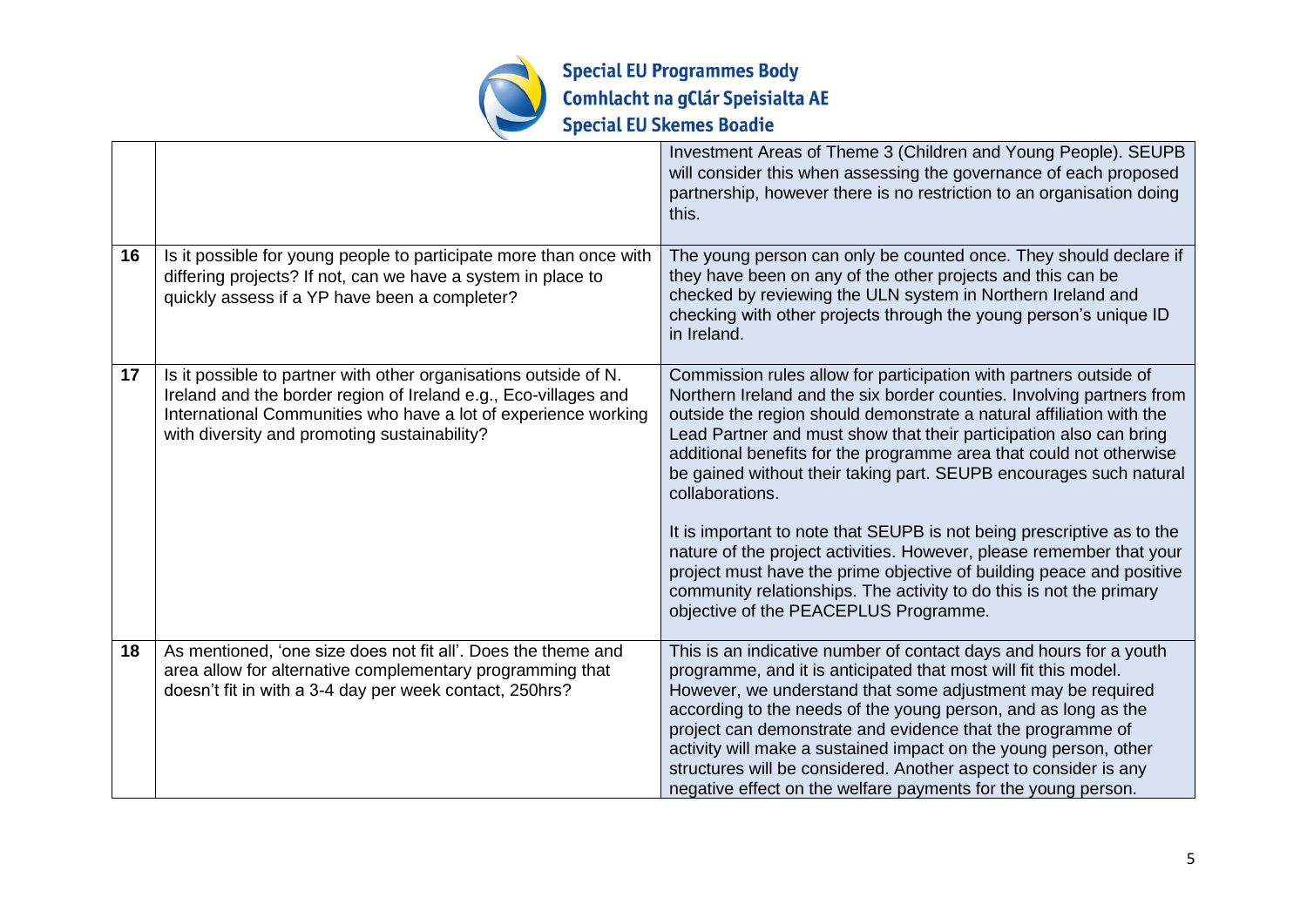|  |  |  |
|---|---|---|
|  |  | Investment Areas of Theme 3 (Children and Young People). SEUPB will consider this when assessing the governance of each proposed partnership, however there is no restriction to an organisation doing this. |
| 16 | Is it possible for young people to participate more than once with differing projects? If not, can we have a system in place to quickly assess if a YP have been a completer? | The young person can only be counted once. They should declare if they have been on any of the other projects and this can be checked by reviewing the ULN system in Northern Ireland and checking with other projects through the young person's unique ID in Ireland. |
| 17 | Is it possible to partner with other organisations outside of N. Ireland and the border region of Ireland e.g., Eco-villages and International Communities who have a lot of experience working with diversity and promoting sustainability? | Commission rules allow for participation with partners outside of Northern Ireland and the six border counties. Involving partners from outside the region should demonstrate a natural affiliation with the Lead Partner and must show that their participation also can bring additional benefits for the programme area that could not otherwise be gained without their taking part. SEUPB encourages such natural collaborations.<br><br>It is important to note that SEUPB is not being prescriptive as to the nature of the project activities. However, please remember that your project must have the prime objective of building peace and positive community relationships. The activity to do this is not the primary objective of the PEACEPLUS Programme. |
| 18 | As mentioned, 'one size does not fit all'. Does the theme and area allow for alternative complementary programming that doesn't fit in with a 3-4 day per week contact, 250hrs? | This is an indicative number of contact days and hours for a youth programme, and it is anticipated that most will fit this model. However, we understand that some adjustment may be required according to the needs of the young person, and as long as the project can demonstrate and evidence that the programme of activity will make a sustained impact on the young person, other structures will be considered. Another aspect to consider is any negative effect on the welfare payments for the young person. |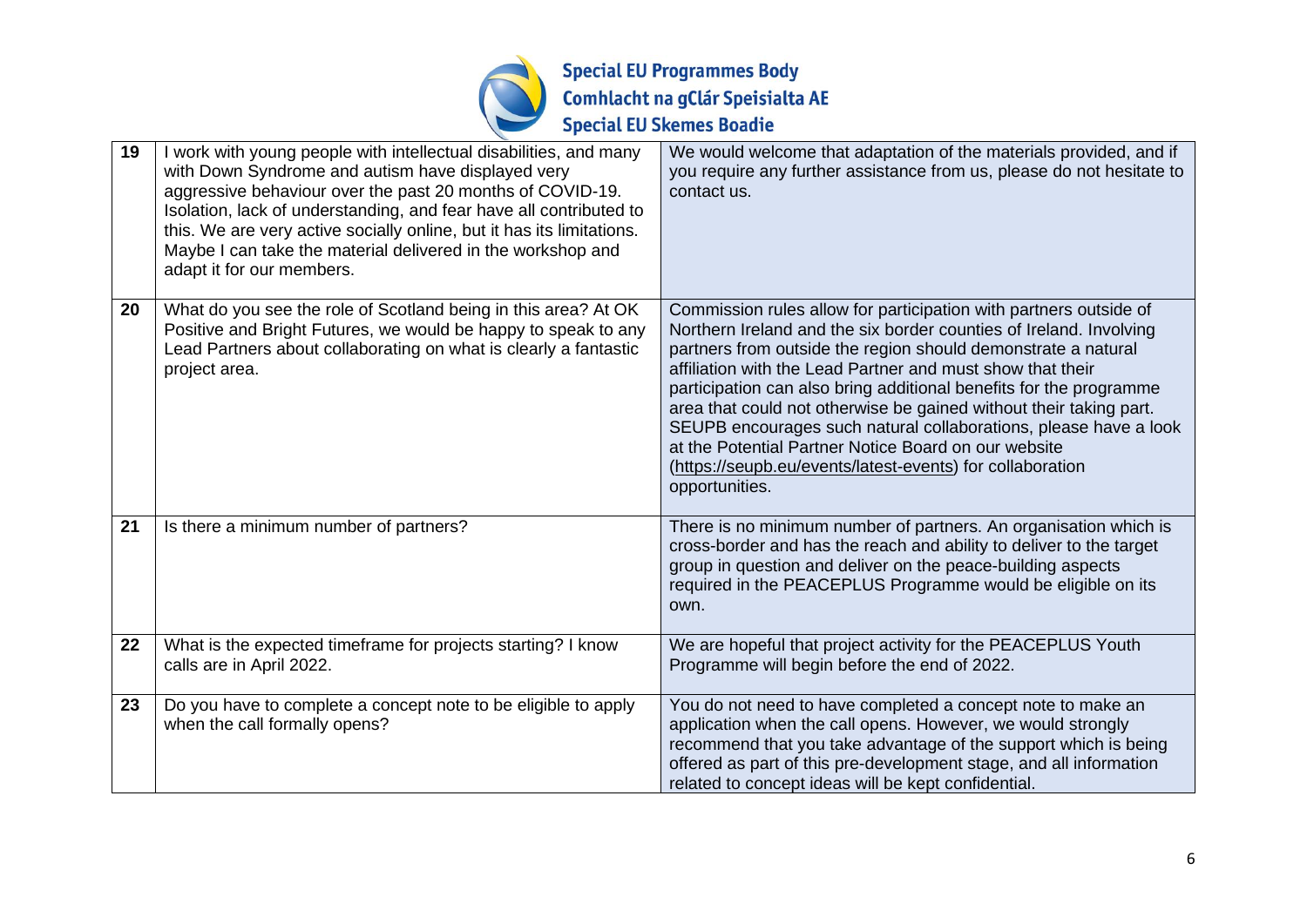| 19 | I work with young people with intellectual disabilities, and many with Down Syndrome and autism have displayed very aggressive behaviour over the past 20 months of COVID-19. Isolation, lack of understanding, and fear have all contributed to this. We are very active socially online, but it has its limitations. Maybe I can take the material delivered in the workshop and adapt it for our members. | We would welcome that adaptation of the materials provided, and if you require any further assistance from us, please do not hesitate to contact us. |
|---|---|---|
| 20 | What do you see the role of Scotland being in this area? At OK Positive and Bright Futures, we would be happy to speak to any Lead Partners about collaborating on what is clearly a fantastic project area. | Commission rules allow for participation with partners outside of Northern Ireland and the six border counties of Ireland. Involving partners from outside the region should demonstrate a natural affiliation with the Lead Partner and must show that their participation can also bring additional benefits for the programme area that could not otherwise be gained without their taking part. SEUPB encourages such natural collaborations, please have a look at the Potential Partner Notice Board on our website (https://seupb.eu/events/latest-events) for collaboration opportunities. |
| 21 | Is there a minimum number of partners? | There is no minimum number of partners. An organisation which is cross-border and has the reach and ability to deliver to the target group in question and deliver on the peace-building aspects required in the PEACEPLUS Programme would be eligible on its own. |
| 22 | What is the expected timeframe for projects starting? I know calls are in April 2022. | We are hopeful that project activity for the PEACEPLUS Youth Programme will begin before the end of 2022. |
| 23 | Do you have to complete a concept note to be eligible to apply when the call formally opens? | You do not need to have completed a concept note to make an application when the call opens. However, we would strongly recommend that you take advantage of the support which is being offered as part of this pre-development stage, and all information related to concept ideas will be kept confidential. |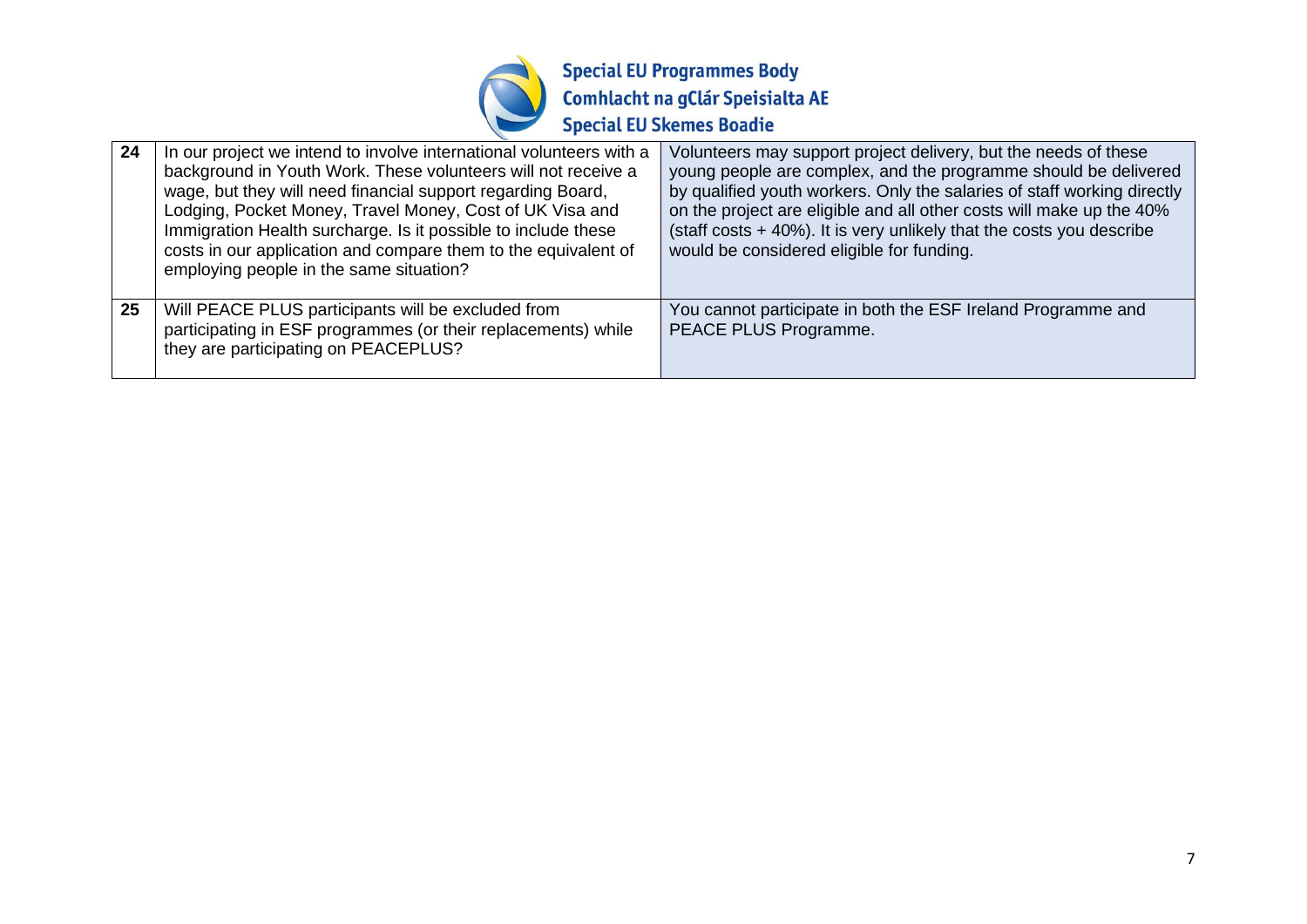| | | |
|---|---|---|
| 24 | In our project we intend to involve international volunteers with a background in Youth Work. These volunteers will not receive a wage, but they will need financial support regarding Board, Lodging, Pocket Money, Travel Money, Cost of UK Visa and Immigration Health surcharge. Is it possible to include these costs in our application and compare them to the equivalent of employing people in the same situation? | Volunteers may support project delivery, but the needs of these young people are complex, and the programme should be delivered by qualified youth workers. Only the salaries of staff working directly on the project are eligible and all other costs will make up the 40% (staff costs + 40%). It is very unlikely that the costs you describe would be considered eligible for funding. |
| 25 | Will PEACE PLUS participants will be excluded from participating in ESF programmes (or their replacements) while they are participating on PEACEPLUS? | You cannot participate in both the ESF Ireland Programme and PEACE PLUS Programme. |